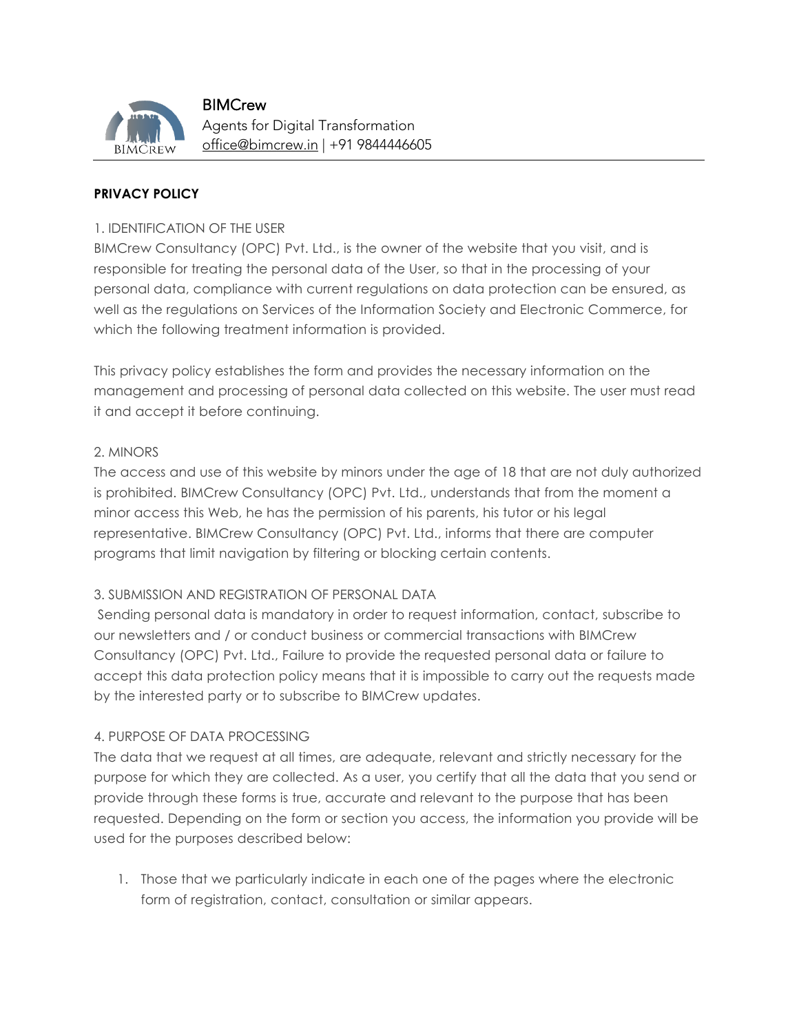BIMCrew
Agents for Digital Transformation
office@bimcrew.in | +91 9844446605

**PRIVACY POLICY**

1. IDENTIFICATION OF THE USER

BIMCrew Consultancy (OPC) Pvt. Ltd., is the owner of the website that you visit, and is responsible for treating the personal data of the User, so that in the processing of your personal data, compliance with current regulations on data protection can be ensured, as well as the regulations on Services of the Information Society and Electronic Commerce, for which the following treatment information is provided.

This privacy policy establishes the form and provides the necessary information on the management and processing of personal data collected on this website. The user must read it and accept it before continuing.

2. MINORS

The access and use of this website by minors under the age of 18 that are not duly authorized is prohibited. BIMCrew Consultancy (OPC) Pvt. Ltd., understands that from the moment a minor access this Web, he has the permission of his parents, his tutor or his legal representative. BIMCrew Consultancy (OPC) Pvt. Ltd., informs that there are computer programs that limit navigation by filtering or blocking certain contents.

3. SUBMISSION AND REGISTRATION OF PERSONAL DATA

Sending personal data is mandatory in order to request information, contact, subscribe to our newsletters and / or conduct business or commercial transactions with BIMCrew Consultancy (OPC) Pvt. Ltd., Failure to provide the requested personal data or failure to accept this data protection policy means that it is impossible to carry out the requests made by the interested party or to subscribe to BIMCrew updates.

4. PURPOSE OF DATA PROCESSING

The data that we request at all times, are adequate, relevant and strictly necessary for the purpose for which they are collected. As a user, you certify that all the data that you send or provide through these forms is true, accurate and relevant to the purpose that has been requested. Depending on the form or section you access, the information you provide will be used for the purposes described below:

1. Those that we particularly indicate in each one of the pages where the electronic form of registration, contact, consultation or similar appears.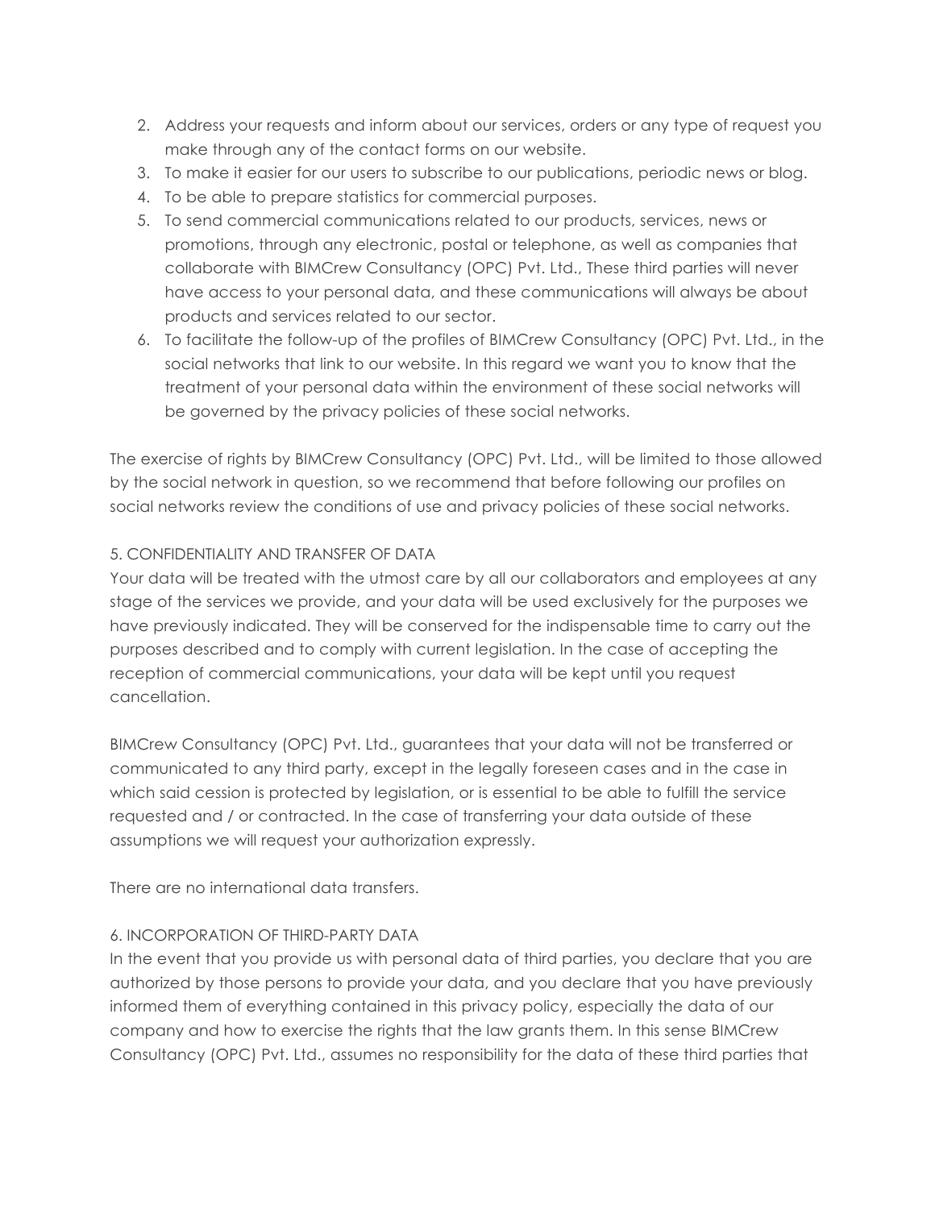2. Address your requests and inform about our services, orders or any type of request you make through any of the contact forms on our website.
3. To make it easier for our users to subscribe to our publications, periodic news or blog.
4. To be able to prepare statistics for commercial purposes.
5. To send commercial communications related to our products, services, news or promotions, through any electronic, postal or telephone, as well as companies that collaborate with BIMCrew Consultancy (OPC) Pvt. Ltd., These third parties will never have access to your personal data, and these communications will always be about products and services related to our sector.
6. To facilitate the follow-up of the profiles of BIMCrew Consultancy (OPC) Pvt. Ltd., in the social networks that link to our website. In this regard we want you to know that the treatment of your personal data within the environment of these social networks will be governed by the privacy policies of these social networks.

The exercise of rights by BIMCrew Consultancy (OPC) Pvt. Ltd., will be limited to those allowed by the social network in question, so we recommend that before following our profiles on social networks review the conditions of use and privacy policies of these social networks.

5. CONFIDENTIALITY AND TRANSFER OF DATA

Your data will be treated with the utmost care by all our collaborators and employees at any stage of the services we provide, and your data will be used exclusively for the purposes we have previously indicated. They will be conserved for the indispensable time to carry out the purposes described and to comply with current legislation. In the case of accepting the reception of commercial communications, your data will be kept until you request cancellation.

BIMCrew Consultancy (OPC) Pvt. Ltd., guarantees that your data will not be transferred or communicated to any third party, except in the legally foreseen cases and in the case in which said cession is protected by legislation, or is essential to be able to fulfill the service requested and / or contracted. In the case of transferring your data outside of these assumptions we will request your authorization expressly.

There are no international data transfers.

6. INCORPORATION OF THIRD-PARTY DATA

In the event that you provide us with personal data of third parties, you declare that you are authorized by those persons to provide your data, and you declare that you have previously informed them of everything contained in this privacy policy, especially the data of our company and how to exercise the rights that the law grants them. In this sense BIMCrew Consultancy (OPC) Pvt. Ltd., assumes no responsibility for the data of these third parties that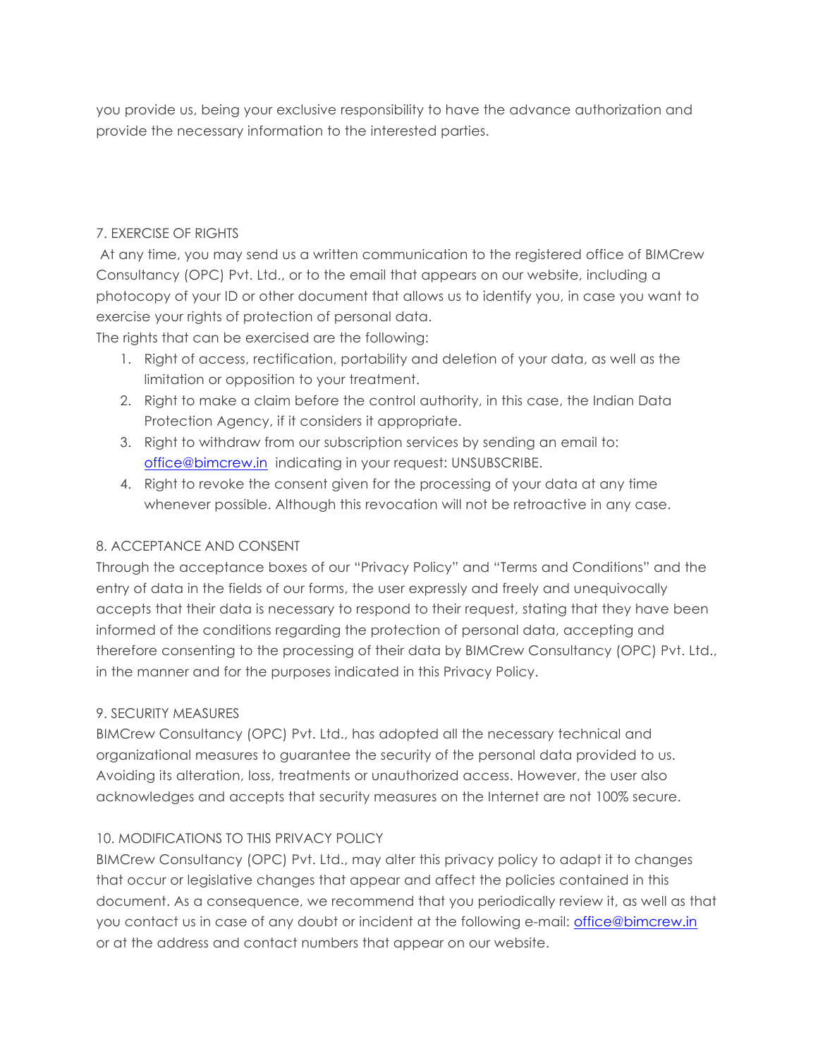you provide us, being your exclusive responsibility to have the advance authorization and provide the necessary information to the interested parties.

## 7. EXERCISE OF RIGHTS

At any time, you may send us a written communication to the registered office of BIMCrew Consultancy (OPC) Pvt. Ltd., or to the email that appears on our website, including a photocopy of your ID or other document that allows us to identify you, in case you want to exercise your rights of protection of personal data.

The rights that can be exercised are the following:

1. Right of access, rectification, portability and deletion of your data, as well as the limitation or opposition to your treatment.
2. Right to make a claim before the control authority, in this case, the Indian Data Protection Agency, if it considers it appropriate.
3. Right to withdraw from our subscription services by sending an email to: office@bimcrew.in indicating in your request: UNSUBSCRIBE.
4. Right to revoke the consent given for the processing of your data at any time whenever possible. Although this revocation will not be retroactive in any case.

## 8. ACCEPTANCE AND CONSENT

Through the acceptance boxes of our "Privacy Policy" and "Terms and Conditions" and the entry of data in the fields of our forms, the user expressly and freely and unequivocally accepts that their data is necessary to respond to their request, stating that they have been informed of the conditions regarding the protection of personal data, accepting and therefore consenting to the processing of their data by BIMCrew Consultancy (OPC) Pvt. Ltd., in the manner and for the purposes indicated in this Privacy Policy.

## 9. SECURITY MEASURES

BIMCrew Consultancy (OPC) Pvt. Ltd., has adopted all the necessary technical and organizational measures to guarantee the security of the personal data provided to us. Avoiding its alteration, loss, treatments or unauthorized access. However, the user also acknowledges and accepts that security measures on the Internet are not 100% secure.

## 10. MODIFICATIONS TO THIS PRIVACY POLICY

BIMCrew Consultancy (OPC) Pvt. Ltd., may alter this privacy policy to adapt it to changes that occur or legislative changes that appear and affect the policies contained in this document. As a consequence, we recommend that you periodically review it, as well as that you contact us in case of any doubt or incident at the following e-mail: office@bimcrew.in or at the address and contact numbers that appear on our website.